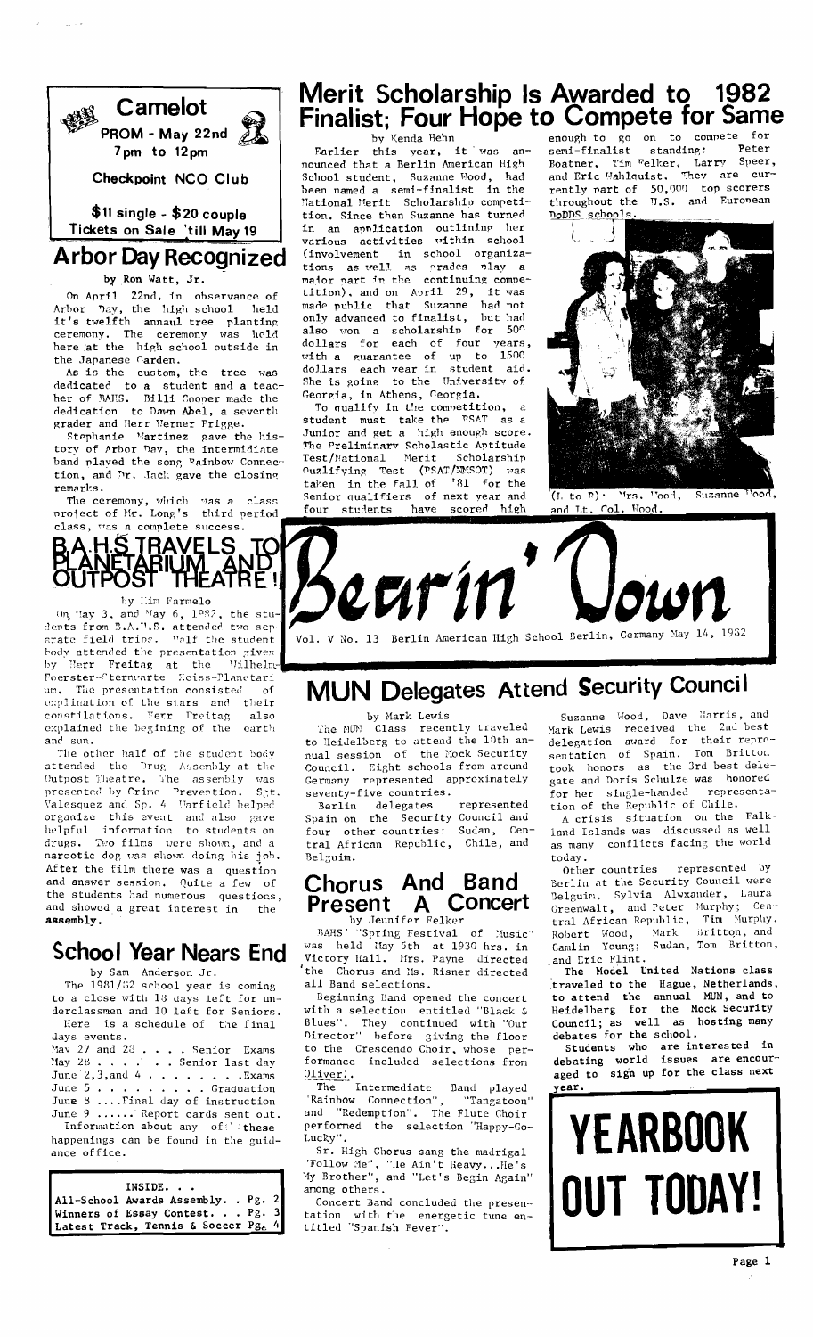# Camelot

**PROM - May 22nd**
**7pm to 12pm**

**Checkpoint NCO Club**

**$11 single - $20 couple**
**Tickets on Sale 'till May 19**

# Merit Scholarship Is Awarded to 1982 Finalist; Four Hope to Compete for Same

by Kenda Hehn

Earlier this year, it was announced that a Berlin American High School student, Suzanne Wood, had been named a semi-finalist in the National Merit Scholarship competition. Since then Suzanne has turned in an application outlining her various activities within school (involvement in school organizations as well as grades play a major part in the continuing competition), and on April 29, it was made public that Suzanne had not only advanced to finalist, but had also won a scholarship for 500 dollars for each of four years, with a guarantee of up to 1500 dollars each year in student aid. She is going to the University of Georgia, in Athens, Georgia.

To qualify in the competition, a student must take the PSAT as a Junior and get a high enough score. The Preliminary Scholastic Antitude Test/National Merit Scholarship Qualifying Test (PSAT/NMSQT) was taken in the fall of '81 for the Senior qualifiers of next year and four students have scored high enough to go on to compete for semi-finalist standing: Peter Boatner, Tim Felker, Larry Speer, and Eric Wahlquist. They are currently part of 50,000 top scorers throughout the U.S. and European DoDDS schools.

(L to R): Mrs. Wood, Suzanne Wood, and Lt. Col. Wood.

## Arbor Day Recognized

by Ron Watt, Jr.

On April 22nd, in observance of Arbor Day, the high school held it's twelfth annaul tree planting ceremony. The ceremony was held here at the high school outside in the Japanese Garden.

As is the custom, the tree was dedicated to a student and a teacher of BAHS. Billi Cooper made the dedication to Dawn Abel, a seventh grader and Herr Werner Prigge.

Stephanie Martinez gave the history of Arbor Day, the intermidiate band played the song Rainbow Connection, and Dr. Jack gave the closing remarks.

The ceremony, which was a class project of Mr. Long's third period class, was a complete success.

## B.A.H.S TRAVELS TO PLANETARIUM AND OUTPOST THEATRE!

by Kim Farnelo

On May 3, and May 6, 1982, the students from B.A.H.S. attended two separate field trips. Half the student body attended the presentation given by Herr Freitag at the Wilhelm-Foerster-Sternwarte Zeiss-Planetarium. The presentation consisted of explination of the stars and their constilations. Herr Freitag also explained the begining of the earth and sun.

The other half of the student body attended the Drug Assembly at the Outpost Theatre. The assembly was presented by Crime Prevention. Sgt. Valesquez and Sp. 4 Warfield helped organize this event and also gave helpful information to students on drugs. Two films were shown, and a narcotic dog was shown doing his job. After the film there was a question and answer session. Quite a few of the students had numerous questions, and showed a great interest in the assembly.

# Bearin' Down

Vol. V No. 13 Berlin American High School Berlin, Germany May 14, 1982

## MUN Delegates Attend Security Council

by Mark Lewis

The MUN Class recently traveled to Heidelberg to attend the 10th annual session of the Mock Security Council. Eight schools from around Germany represented approximately seventy-five countries.

Berlin delegates represented Spain on the Security Council and four other countries: Sudan, Central African Republic, Chile, and Belguim.

Suzanne Wood, Dave Harris, and Mark Lewis received the 2nd best delegation award for their representation of Spain. Tom Britton took honors as the 3rd best delegate and Doris Schulze was honored for her single-handed representation of the Republic of Chile.

A crisis situation on the Falkland Islands was discussed as well as many conflicts facing the world today.

Other countries represented by Berlin at the Security Council were Belguim, Sylvia Alwxander, Laura Greenwalt, and Peter Murphy; Central African Republic, Tim Murphy, Robert Wood, Mark Britton, and Camlin Young; Sudan, Tom Britton, and Eric Flint.

**The Model United Nations class traveled to the Hague, Netherlands, to attend the annual MUN, and to Heidelberg for the Mock Security Council; as well as hosting many debates for the school.**

**Students who are interested in debating world issues are encouraged to sign up for the class next year.**

## School Year Nears End

by Sam Anderson Jr.

The 1981/82 school year is coming to a close with 18 days left for underclassmen and 10 left for Seniors. Here is a schedule of the final days events.

May 27 and 28 . . . . Senior Exams
May 28 . . . . . . Senior last day
June 2,3,and 4 . . . . . . . Exams
June 5 . . . . . . . . . Graduation
June 8 ....Final day of instruction
June 9 ...... Report cards sent out.

Information about any of these happenings can be found in the guidance office.

## Chorus And Band Present A Concert

by Jennifer Felker

BAHS' "Spring Festival of Music" was held May 5th at 1930 hrs. in Victory Hall. Mrs. Payne directed the Chorus and Ms. Risner directed all Band selections.

Beginning Band opened the concert with a selection entitled "Black & Blues". They continued with "Our Director" before giving the floor to the Crescendo Choir, whose performance included selections from Oliver!.

The Intermediate Band played "Rainbow Connection", "Tangatoon" and "Redemption". The Flute Choir performed the selection "Happy-Go-Lucky".

Sr. High Chorus sang the madrigal 'Follow Me', "He Ain't Heavy...He's My Brother", and "Let's Begin Again" among others.

Concert Band concluded the presentation with the energetic tune entitled "Spanish Fever".

INSIDE. . .
All-School Awards Assembly. . Pg. 2
Winners of Essay Contest. . . Pg. 3
Latest Track, Tennis & Soccer Pg. 4

# YEARBOOK OUT TODAY!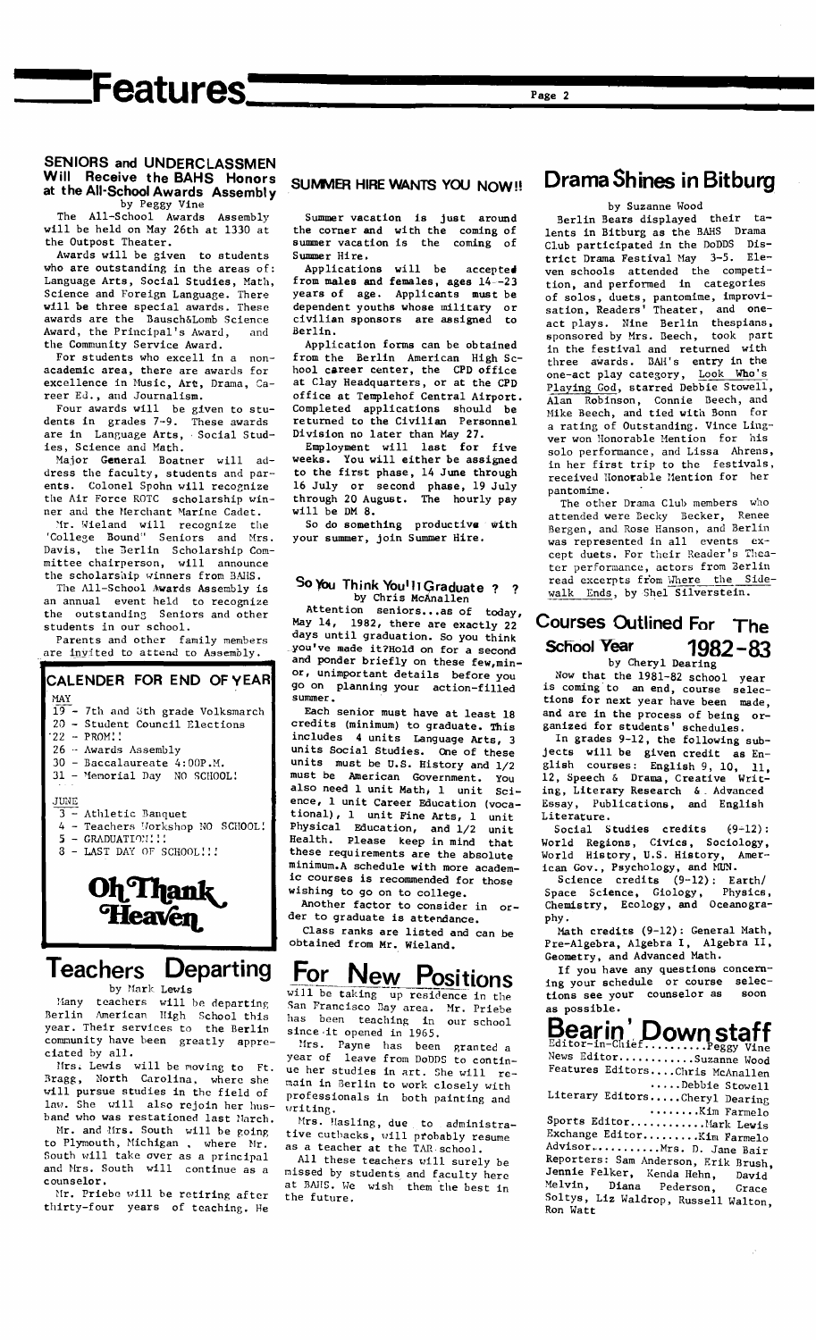# Features

## SENIORS and UNDERCLASSMEN Will Receive the BAHS Honors at the All-School Awards Assembly

by Peggy Vine

The All-School Awards Assembly will be held on May 26th at 1330 at the Outpost Theater.

Awards will be given to students who are outstanding in the areas of: Language Arts, Social Studies, Math, Science and Foreign Language. There will be three special awards. These awards are the Bausch&Lomb Science Award, the Principal's Award, and the Community Service Award.

For students who excell in a non-academic area, there are awards for excellence in Music, Art, Drama, Career Ed., and Journalism.

Four awards will be given to students in grades 7-9. These awards are in Language Arts, Social Studies, Science and Math.

Major General Boatner will address the faculty, students and parents. Colonel Spohn will recognize the Air Force ROTC scholarship winner and the Merchant Marine Cadet.

Mr. Wieland will recognize the "College Bound" Seniors and Mrs. Davis, the Berlin Scholarship Committee chairperson, will announce the scholarship winners from BAHS.

The All-School Awards Assembly is an annual event held to recognize the outstanding Seniors and other students in our school.

Parents and other family members are invited to attend to Assembly.

## CALENDER FOR END OF YEAR

MAY
- 19 - 7th and 8th grade Volksmarch
- 20 - Student Council Elections
- 22 - PROM!!
- 26 - Awards Assembly
- 30 - Baccalaureate 4:00P.M.
- 31 - Memorial Day NO SCHOOL!

JUNE
- 3 - Athletic Banquet
- 4 - Teachers Workshop NO SCHOOL!
- 5 - GRADUATION!!!
- 8 - LAST DAY OF SCHOOL!!!

**Oh Thank Heaven**

## SUMMER HIRE WANTS YOU NOW!!

Summer vacation is just around the corner and with the coming of summer vacation is the coming of Summer Hire.

Applications will be accepted from males and females, ages 14--23 years of age. Applicants must be dependent youths whose military or civilian sponsors are assigned to Berlin.

Application forms can be obtained from the Berlin American High School career center, the CPD office at Clay Headquarters, or at the CPD office at Templehof Central Airport. Completed applications should be returned to the Civilian Personnel Division no later than May 27.

Employment will last for five weeks. You will either be assigned to the first phase, 14 June through 16 July or second phase, 19 July through 20 August. The hourly pay will be DM 8.

So do something productive with your summer, join Summer Hire.

## So You Think You'll Graduate ? ?

by Chris McAnallen

Attention seniors...as of today, May 14, 1982, there are exactly 22 days until graduation. So you think you've made it?Hold on for a second and ponder briefly on these few,minor, unimportant details before you go on planning your action-filled summer.

Each senior must have at least 18 credits (minimum) to graduate. This includes 4 units Language Arts, 3 units Social Studies. One of these units must be U.S. History and 1/2 must be American Government. You also need 1 unit Math, 1 unit Science, 1 unit Career Education (vocational), 1 unit Fine Arts, 1 unit Physical Education, and 1/2 unit Health. Please keep in mind that these requirements are the absolute minimum.A schedule with more academic courses is recommended for those wishing to go on to college.

Another factor to consider in order to graduate is attendance.

Class ranks are listed and can be obtained from Mr. Wieland.

## Drama Shines in Bitburg

by Suzanne Wood

Berlin Bears displayed their talents in Bitburg as the BAHS Drama Club participated in the DoDDS District Drama Festival May 3-5. Eleven schools attended the competition, and performed in categories of solos, duets, pantomime, improvisation, Readers' Theater, and one-act plays. Nine Berlin thespians, sponsored by Mrs. Beech, took part in the festival and returned with three awards. BAH's entry in the one-act play category, Look Who's Playing God, starred Debbie Stowell, Alan Robinson, Connie Beech, and Mike Beech, and tied with Bonn for a rating of Outstanding. Vince Lingver won Honorable Mention for his solo performance, and Lissa Ahrens, in her first trip to the festivals, received Honorable Mention for her pantomime.

The other Drama Club members who attended were Becky Becker, Renee Bergen, and Rose Hanson, and Berlin was represented in all events except duets. For their Reader's Theater performance, actors from Berlin read excerpts from Where the Sidewalk Ends, by Shel Silverstein.

## Courses Outlined For The School Year 1982-83

by Cheryl Dearing

Now that the 1981-82 school year is coming to an end, course selections for next year have been made, and are in the process of being organized for students' schedules.

In grades 9-12, the following subjects will be given credit as English courses: English 9, 10, 11, 12, Speech & Drama, Creative Writing, Literary Research & Advanced Essay, Publications, and English Literature.

Social Studies credits (9-12): World Regions, Civics, Sociology, World History, U.S. History, American Gov., Psychology, and MUN.

Science credits (9-12): Earth/Space Science, Giology, Physics, Chemistry, Ecology, and Oceanography.

Math credits (9-12): General Math, Pre-Algebra, Algebra I, Algebra II, Geometry, and Advanced Math.

If you have any questions concerning your schedule or course selections see your counselor as soon as possible.

## Teachers Departing For New Positions

by Mark Lewis

Many teachers will be departing Berlin American High School this year. Their services to the Berlin community have been greatly appreciated by all.

Mrs. Lewis will be moving to Ft. Bragg, North Carolina, where she will pursue studies in the field of law. She will also rejoin her husband who was restationed last March.

Mr. and Mrs. South will be going to Plymouth, Michigan , where Mr. South will take over as a principal and Mrs. South will continue as a counselor.

Mr. Priebe will be retiring after thirty-four years of teaching. He will be taking up residence in the San Francisco Bay area. Mr. Priebe has been teaching in our school since it opened in 1965.

Mrs. Payne has been granted a year of leave from DoDDS to continue her studies in art. She will remain in Berlin to work closely with professionals in both painting and writing.

Mrs. Hasling, due to administrative cutbacks, will probably resume as a teacher at the TAR school.

All these teachers will surely be missed by students and faculty here at BAHS. We wish them the best in the future.

## Bearin' Down staff

Editor-in-Chief..........Peggy Vine
News Editor............Suzanne Wood
Features Editors....Chris McAnallen
.....Debbie Stowell
Literary Editors.....Cheryl Dearing
........Kim Farmelo
Sports Editor............Mark Lewis
Exchange Editor.........Kim Farmelo
Advisor...........Mrs. D. Jane Bair
Reporters: Sam Anderson, Erik Brush, Jennie Felker, Kenda Hehn, David Melvin, Diana Pederson, Grace Soltys, Liz Waldrop, Russell Walton, Ron Watt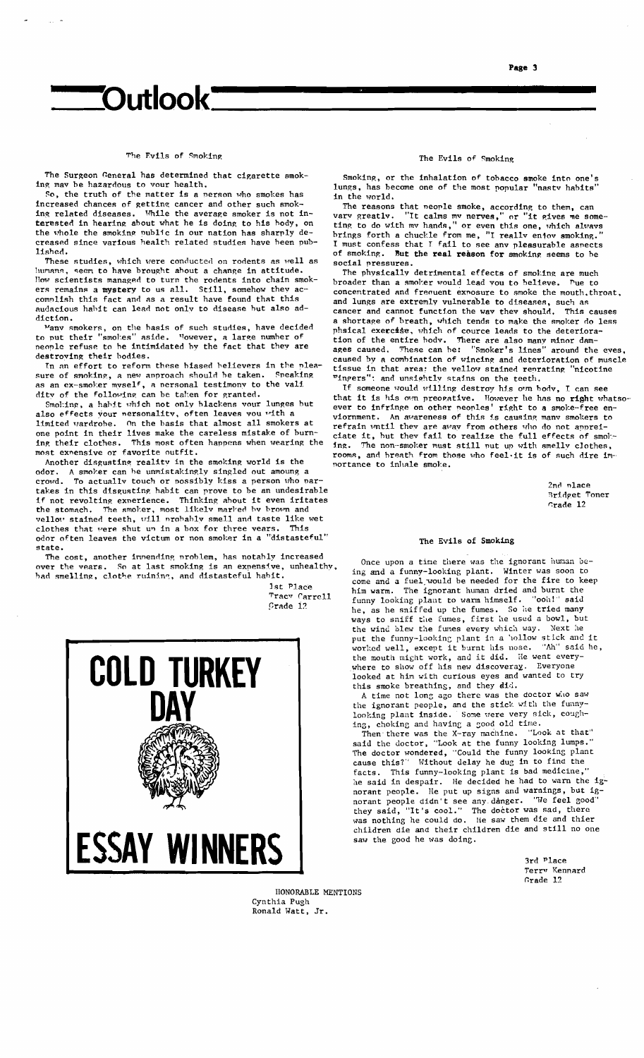# Outlook

## The Evils of Smoking

The Surgeon General has determined that cigarette smoking may be hazardous to your health.

So, the truth of the matter is a person who smokes has increased chances of getting cancer and other such smoking related diseases. While the average smoker is not interested in hearing about what he is doing to his body, on the whole the smoking public in our nation has sharply decreased since various health related studies have been published.

These studies, which were conducted on rodents as well as humans, seem to have brought about a change in attitude. How scientists managed to turn the rodents into chain smokers remains a **mystery** to us all. Still, somehow they accomplish this fact and as a result have found that this audacious habit can lead not only to disease but also addiction.

Many smokers, on the basis of such studies, have decided to put their "smokes" aside. However, a large number of people refuse to be intimidated by the fact that they are destroying their bodies.

In an effort to reform these biased believers in the pleasure of smoking, a new approach should be taken. Speaking as an ex-smoker myself, a personal testimony to the validity of the following can be taken for granted.

Smoking, a habit which not only blackens your lunges but also effects your personality, often leaves you with a limited wardrobe. On the basis that almost all smokers at one point in their lives make the careless mistake of burning their clothes. This most often happens when wearing the most expensive or favorite outfit.

Another disgusting reality in the smoking world is the odor. A smoker can be unmistakingly singled out amoung a crowd. To actually touch or possibly kiss a person who partakes in this disgusting habit can prove to be an undesirable if not revolting experience. Thinking about it even iritates the stomach. The smoker, most likely marked by brown and yellow stained teeth, will probably smell and taste like wet clothes that were shut up in a box for three years. This odor often leaves the victim or non smoker in a "distasteful" state.

The cost, another inpending problem, has notably increased over the years. So at last smoking is an expensive, unhealthy, bad smelling, clothe ruining, and distasteful habit.

1st Place
Tracy Carrell
Grade 12

## COLD TURKEY DAY

## ESSAY WINNERS

## The Evils of Smoking

Smoking, or the inhalation of tobacco smoke into one's lungs, has become one of the most popular "nasty habits" in the world.

The reasons that people smoke, according to them, can vary greatly. "It calms my nerves," or "it gives me something to do with my hands," or even this one, which always brings forth a chuckle from me, "I really enjoy smoking." I must confess that I fail to see any pleasurable aspects of smoking. **But the real reason for** smoking seems to be social pressures.

The physically detrimental effects of smoking are much broader than a smoker would lead you to believe. Due to concentrated and frequent exposure to smoke the mouth, throat, and lungs are extremly vulnerable to diseases, such as cancer and cannot function the way they should. This causes a shortage of breath, which tends to make the smoker do less phsical exercise, which of cource leads to the deterioration of the entire body. There are also many minor damages caused. These can be: "Smoker's lines" around the eyes, caused by a combination of wincing and deterioration of muscle tissue in that area; the yellow stained renrating "nicotine Fingers"; and unsightly stains on the teeth.

If someone would willing destroy his own body, I can see that it is his own preogative. However he has **no right** whatsoever to infringe on other peoples' right to a smoke-free enviornment. An awareness of this is causing many smokers to refrain until they are away from others who do not appreiciate it, but they fail to realize the full effects of smoking. The non-smoker must still put up with smelly clothes, rooms, and breath from those who feel it is of such dire importance to inhale smoke.

2nd place
Bridget Toner
Grade 12

## The Evils of Smoking

Once upon a time there was the ignorant human being and a funny-looking plant. Winter was soon to come and a fuel would be needed for the fire to keep him warm. The ignorant human dried and burnt the funny looking plant to warm himself. "ooh!" said he, as he sniffed up the fumes. So he tried many ways to sniff the fumes, first he used a bowl, but the wind blew the fumes every which way. Next he put the funny-looking plant in a hollow stick and it worked well, except it burnt his nose. "Ah" said he, the mouth might work, and it did. He went everywhere to show off his new discoveray. Everyone looked at him with curious eyes and wanted to try this smoke breathing, and they did.

A time not long ago there was the doctor who saw the ignorant people, and the stick with the funny-looking plant inside. Some were very sick, coughing, choking and having a good old time.

Then there was the X-ray machine. "Look at that" said the doctor, "Look at the funny looking lumps." The doctor wondered, "Could the funny looking plant cause this?" Without delay he dug in to find the facts. This funny-looking plant is bad medicine," he said in despair. He decided he had to warn the ignorant people. He put up signs and waranings, but ignorant people didn't see any danger. "We feel good" they said, "It's cool." The doctor was sad, there was nothing he could do. He saw them die and thier children die and their children die and still no one saw the good he was doing.

3rd Place
Terry Kennard
Grade 12

HONORABLE MENTIONS
Cynthia Pugh
Ronald Watt, Jr.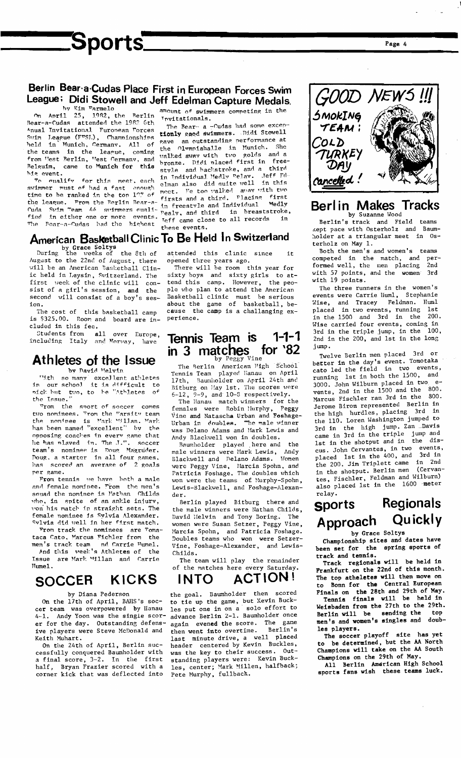# Sports

## Berlin Bear-a-Cudas Place First in European Forces Swim League; Didi Stowell and Jeff Edelman Capture Medals

by Kim Farmelo

On April 25, 1982, the Berlin Bear-a-Cudas attended the 1982 6th Anual Invitational European Forces Swim League (EFSL), Championships held in Munich, Germany. All of the teams in the league, coming from West Berlin, West Germany, and Belguim, came to Munich for this big event.

To qualify for this meet, each swimmer must of had a fast enough time to be ranked in the top 10% of the league. From the Berlin Bear-a-Cuda Swim Team 44 swimmers qualified in either one or more events. The Bear-a-Cudas had the highest amount of swimmers competing in the Invitationals.

The Bear-a-Cudas had some exceptionly good swimmers. Didi Stowell gave an outstanding performance at the Olympiahalle in Munich. She walked away with two golds and a bronze. Didi placed first in freestyle and backstroke, and a third in Individual Medly Relay. Jeff Edelman also did quite well in this meet. He too walked away with two firsts and a third. Placing first in freestyle and Individual Medly, and third in breaststroke, Jeff came close to all records in these events.

## American Basketball Clinic To Be Held In Switzerland

by Grace Soltys

During the weeks of the 8th of August to the 22nd of August, there will be an American Basketball Clinic held in Leysin, Switzerland. The first week of the clinic will consist of a girl's session, and the second will consist of a boy's session.

The cost of this basketball camp is $325.00. Room and board are included in this fee.

Students from all over Europe, including Italy and Norway, have attended this clinic since it opened three years ago.

There will be room this year for sixty boys and sixty girls to attend this camp. However, the people who plan to attend the American Basketball clinic must be serious about the game of basketball, because the camp is a challanging experience.

## Athletes of the Issue

by David Melvin

"With so many excellent athletes in our school it is difficult to pick but two, to be "Athletes of the Issue."

From the sport of soccer comes two nominees. From the Varsity team the nominee is Mark Millan. Mark has been named "excellent" by the opposing coaches in every game that he has played in. The J.V. soccer team's nominee is Doug Magruder. Doug, a starter in all four games, has scored an average of 2 goals per game.

From tennis we have both a male and female nominee. From the men's squad the nominee is Nathan Childs who, in spite of an ankle injury, won his match in straight sets. The female nominee is Sylvia Alexander. Sylvia did well in her first match.

From track the nominees are Tomataca Cato, Marcus Fichler from the men's track team and Carrie Humel.

And this week's Athletes of the Issue are Mark Millan and Carrie Humel.

## Tennis Team is 1-1-1 in 3 matches for '82

by Peggy Vine

The Berlin American High School Tennis Team played Hanau on April 17th, Baumholder on April 24th and Bitburg on May 1st. The scores were 6-12, 9-9, and 10-8 respectively.

The Hanau match winners for the females were Robin Murphy, Peggy Vine and Natascha Urban and Foshage-Urban in doubles. The male winner was Delano Adams and Mark Lewis and Andy Blackwell won in doubles.

Baumholder played here and the male winners were Mark Lewis, Andy Blackwell and Delano Adams. Women were Peggy Vine, Marcia Spohn, and Patricia Foshage. The doubles which won were the teams of Murphy-Spohn, Lewis-Blackwell, and Foshage-Alexander.

Berlin played Bitburg there and the male winners were Nathan Childs, David Melvin and Tony Boring. The women were Susan Setzer, Peggy Vine, Marcia Spohn, and Patricia Foshage. Doubles teams who won were Setzer-Vine, Foshage-Alexander, and Lewis-Childs.

The team will play the remainder of the matches here every Saturday.

## SOCCER KICKS INTO ACTION!

by Diana Pederson

On the 17th of April, BAHS's soccer team was overpowered by Hanau 4-1. Andy Yoon was the single scorer for the day. Outstanding defensive players were Steve McDonald and Keith Muhart.

On the 24th of April, Berlin successfully conquered Baumholder with a final score, 3-2. In the first half, Bryan Frazier scored with a corner kick that was deflected into the goal. Baumholder then scored to tie up the game, but Kevin Buckles put one in on a solo effort to advance Berlin 2-1. Baumholder once again evened the score. The game then went into overtime. Berlin's last minute drive, a well placed header centered by Kevin Buckles, was the key to their success. Outstanding players were: Kevin Buckles, center; Mark Millen, halfback; Pete Murphy, fullback.

GOOD NEWS !!!
SMOKING TEAM:
COLD TURKEY DAY
Cancelled!

## Berlin Makes Tracks

by Suzanne Wood

Berlin's track and Field teams kept pace with Osterholz and Baumholder at a triangular meet in Osterholz on May 1.

Both the men's and women's teams competed in the match, and performed well, the men placing 2nd with 57 points, and the women 3rd with 19 points.

The three runners in the women's events were Carrie Huml, Stephanie Wise, and Tracey Feldman. Huml placed in two events, running 1st in the 1500 and 3rd in the 200. Wise carried four events, coming in 3rd in the triple jump, in the 100, 2nd in the 200, and 1st in the long jump.

Twelve Berlin men placed 3rd or better in the day's event. Tomotaka cato led the field in two events, running 1st in both the 1500, and 3000. John Wilburn placed in two events, 2nd in the 1500 and the 800. Marcus Fischler ran 3rd in the 800. Jerome Biron represented Berlin in the high hurdles, placing 3rd in the 110. Loren Washington jumped to 3rd in the high jump. Zan Davis came in 3rd in the triple jump and 1st in the shotput and in the discus. John Cervantes, in two events, placed 1st in the 400, and 3rd in the 200. Jim Triplett came in 2nd in the shotput. Berlin men (Cervantes, Fischler, Feldman and Wilburn) also placed 1st in the 1600 meter relay.

## Sports Regionals Approach Quickly

by Grace Soltys

Championship sites and dates have been set for the spring sports of track and tennis.

Track regionals will be held in Frankfurt on the 22nd of this month. The top atheletes will then move on to Bonn for the Central European Finals on the 28th and 29th of May.

Tennis finals will be held in Weisbaden from the 27th to the 29th. Berlin will be sending the top men's and women's singles and doubles players.

The soccer playoff site has yet to be determined, but the AA North Champions will take on the AA South Champions on the 29th of May.

All Berlin American High School sports fans wish these teams luck.